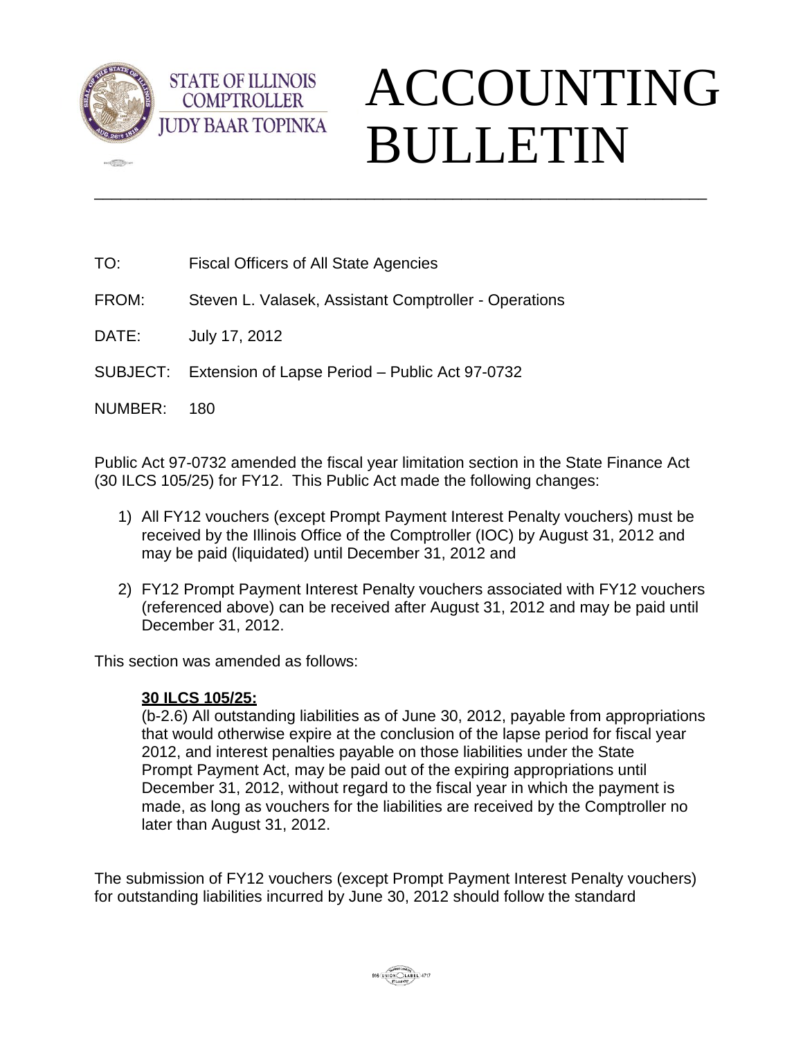STATE OF ILLINOIS
COMPTROLLER
JUDY BAAR TOPINKA

# ACCOUNTING BULLETIN

---

TO: Fiscal Officers of All State Agencies

FROM: Steven L. Valasek, Assistant Comptroller - Operations

DATE: July 17, 2012

SUBJECT: Extension of Lapse Period – Public Act 97-0732

NUMBER: 180

Public Act 97-0732 amended the fiscal year limitation section in the State Finance Act (30 ILCS 105/25) for FY12. This Public Act made the following changes:

1) All FY12 vouchers (except Prompt Payment Interest Penalty vouchers) must be received by the Illinois Office of the Comptroller (IOC) by August 31, 2012 and may be paid (liquidated) until December 31, 2012 and

2) FY12 Prompt Payment Interest Penalty vouchers associated with FY12 vouchers (referenced above) can be received after August 31, 2012 and may be paid until December 31, 2012.

This section was amended as follows:

> **<u>30 ILCS 105/25:</u>**
> (b-2.6) All outstanding liabilities as of June 30, 2012, payable from appropriations that would otherwise expire at the conclusion of the lapse period for fiscal year 2012, and interest penalties payable on those liabilities under the State Prompt Payment Act, may be paid out of the expiring appropriations until December 31, 2012, without regard to the fiscal year in which the payment is made, as long as vouchers for the liabilities are received by the Comptroller no later than August 31, 2012.

The submission of FY12 vouchers (except Prompt Payment Interest Penalty vouchers) for outstanding liabilities incurred by June 30, 2012 should follow the standard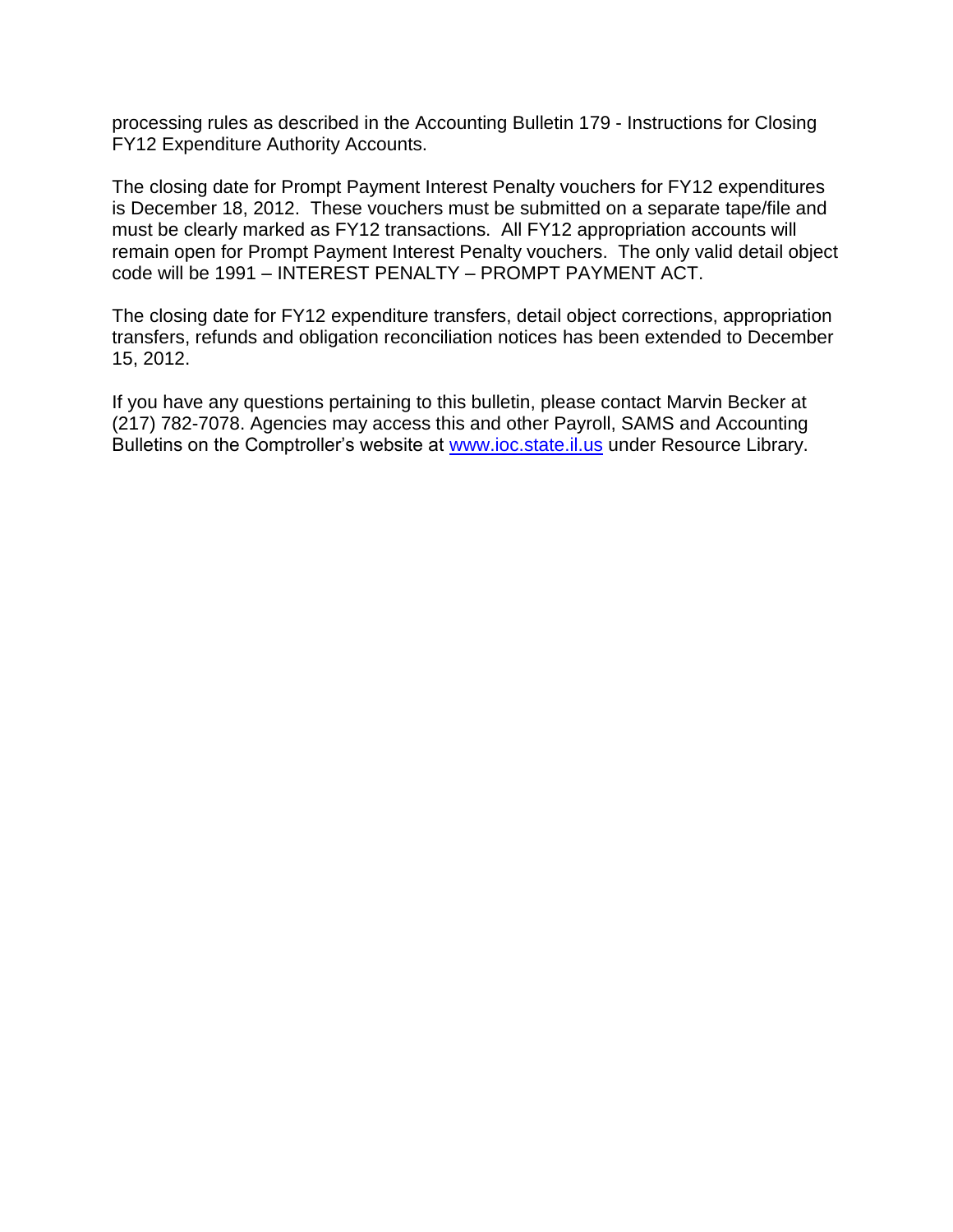processing rules as described in the Accounting Bulletin 179 - Instructions for Closing FY12 Expenditure Authority Accounts.

The closing date for Prompt Payment Interest Penalty vouchers for FY12 expenditures is December 18, 2012. These vouchers must be submitted on a separate tape/file and must be clearly marked as FY12 transactions. All FY12 appropriation accounts will remain open for Prompt Payment Interest Penalty vouchers. The only valid detail object code will be 1991 – INTEREST PENALTY – PROMPT PAYMENT ACT.

The closing date for FY12 expenditure transfers, detail object corrections, appropriation transfers, refunds and obligation reconciliation notices has been extended to December 15, 2012.

If you have any questions pertaining to this bulletin, please contact Marvin Becker at (217) 782-7078. Agencies may access this and other Payroll, SAMS and Accounting Bulletins on the Comptroller's website at [www.ioc.state.il.us](http://www.ioc.state.il.us) under Resource Library.